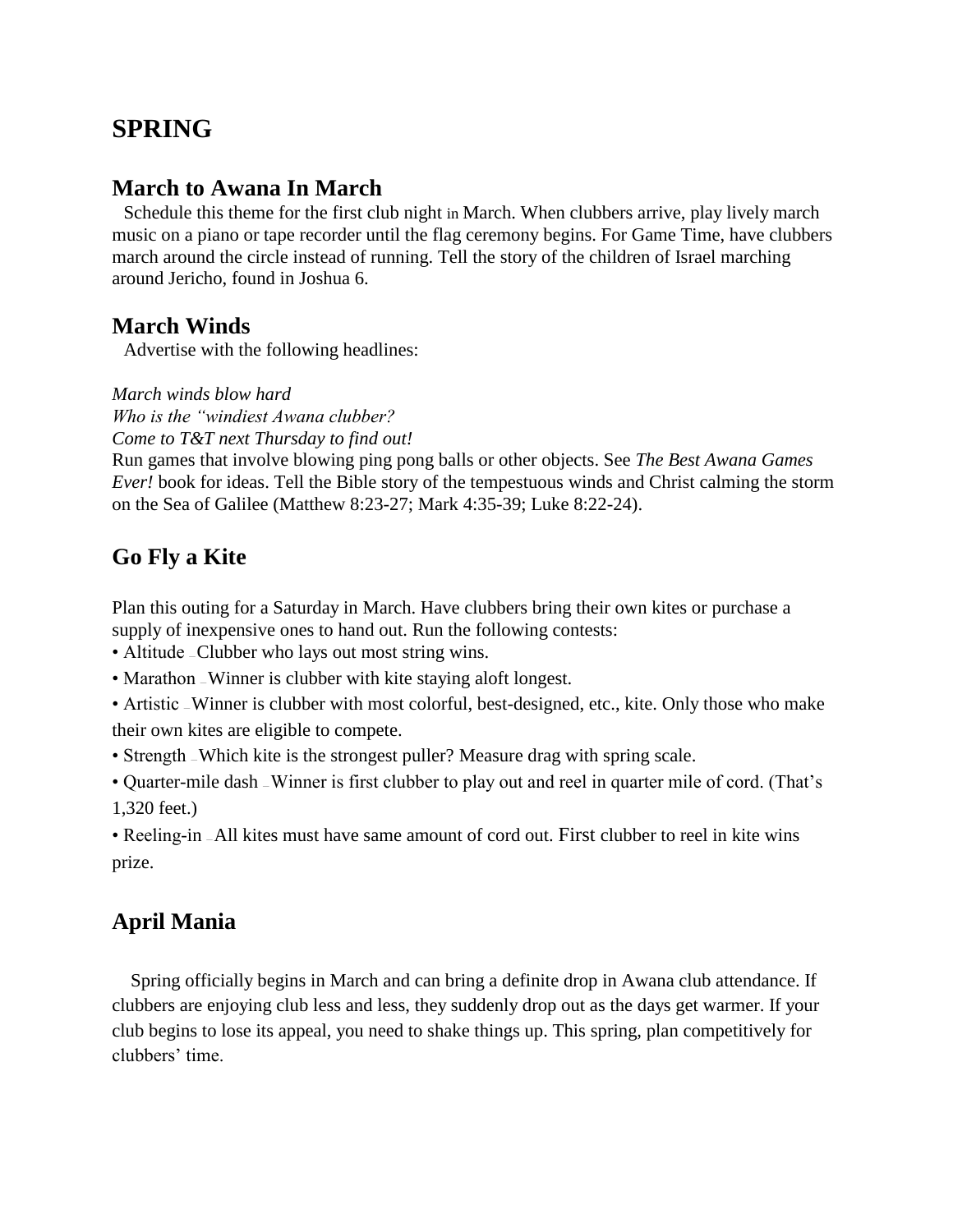# SPRING

## March to Awana In March

Schedule this theme for the first club night in March. When clubbers arrive, play lively march music on a piano or tape recorder until the flag ceremony begins. For Game Time, have clubbers march around the circle instead of running. Tell the story of the children of Israel marching around Jericho, found in Joshua 6.

## March Winds

Advertise with the following headlines:

*March winds blow hard*
*Who is the "windiest Awana clubber?*
*Come to T&T next Thursday to find out!*

Run games that involve blowing ping pong balls or other objects. See *The Best Awana Games Ever!* book for ideas. Tell the Bible story of the tempestuous winds and Christ calming the storm on the Sea of Galilee (Matthew 8:23-27; Mark 4:35-39; Luke 8:22-24).

## Go Fly a Kite

Plan this outing for a Saturday in March. Have clubbers bring their own kites or purchase a supply of inexpensive ones to hand out. Run the following contests:

- Altitude – Clubber who lays out most string wins.
- Marathon – Winner is clubber with kite staying aloft longest.
- Artistic – Winner is clubber with most colorful, best-designed, etc., kite. Only those who make their own kites are eligible to compete.
- Strength – Which kite is the strongest puller? Measure drag with spring scale.
- Quarter-mile dash – Winner is first clubber to play out and reel in quarter mile of cord. (That's 1,320 feet.)
- Reeling-in – All kites must have same amount of cord out. First clubber to reel in kite wins prize.

## April Mania

Spring officially begins in March and can bring a definite drop in Awana club attendance. If clubbers are enjoying club less and less, they suddenly drop out as the days get warmer. If your club begins to lose its appeal, you need to shake things up. This spring, plan competitively for clubbers' time.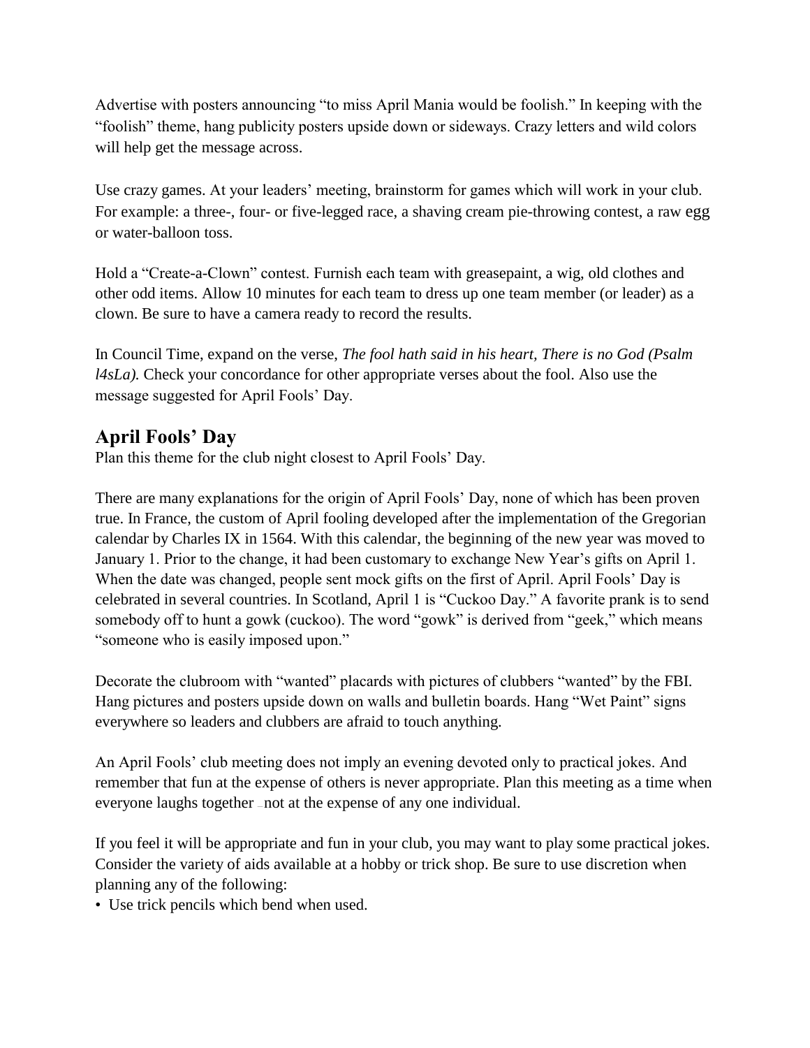Advertise with posters announcing "to miss April Mania would be foolish." In keeping with the "foolish" theme, hang publicity posters upside down or sideways. Crazy letters and wild colors will help get the message across.

Use crazy games. At your leaders' meeting, brainstorm for games which will work in your club. For example: a three-, four- or five-legged race, a shaving cream pie-throwing contest, a raw egg or water-balloon toss.

Hold a "Create-a-Clown" contest. Furnish each team with greasepaint, a wig, old clothes and other odd items. Allow 10 minutes for each team to dress up one team member (or leader) as a clown. Be sure to have a camera ready to record the results.

In Council Time, expand on the verse, *The fool hath said in his heart, There is no God (Psalm l4sLa).* Check your concordance for other appropriate verses about the fool. Also use the message suggested for April Fools' Day.

## April Fools' Day

Plan this theme for the club night closest to April Fools' Day.

There are many explanations for the origin of April Fools' Day, none of which has been proven true. In France, the custom of April fooling developed after the implementation of the Gregorian calendar by Charles IX in 1564. With this calendar, the beginning of the new year was moved to January 1. Prior to the change, it had been customary to exchange New Year's gifts on April 1. When the date was changed, people sent mock gifts on the first of April. April Fools' Day is celebrated in several countries. In Scotland, April 1 is "Cuckoo Day." A favorite prank is to send somebody off to hunt a gowk (cuckoo). The word "gowk" is derived from "geek," which means "someone who is easily imposed upon."

Decorate the clubroom with "wanted" placards with pictures of clubbers "wanted" by the FBI. Hang pictures and posters upside down on walls and bulletin boards. Hang "Wet Paint" signs everywhere so leaders and clubbers are afraid to touch anything.

An April Fools' club meeting does not imply an evening devoted only to practical jokes. And remember that fun at the expense of others is never appropriate. Plan this meeting as a time when everyone laughs together – not at the expense of any one individual.

If you feel it will be appropriate and fun in your club, you may want to play some practical jokes. Consider the variety of aids available at a hobby or trick shop. Be sure to use discretion when planning any of the following:

- Use trick pencils which bend when used.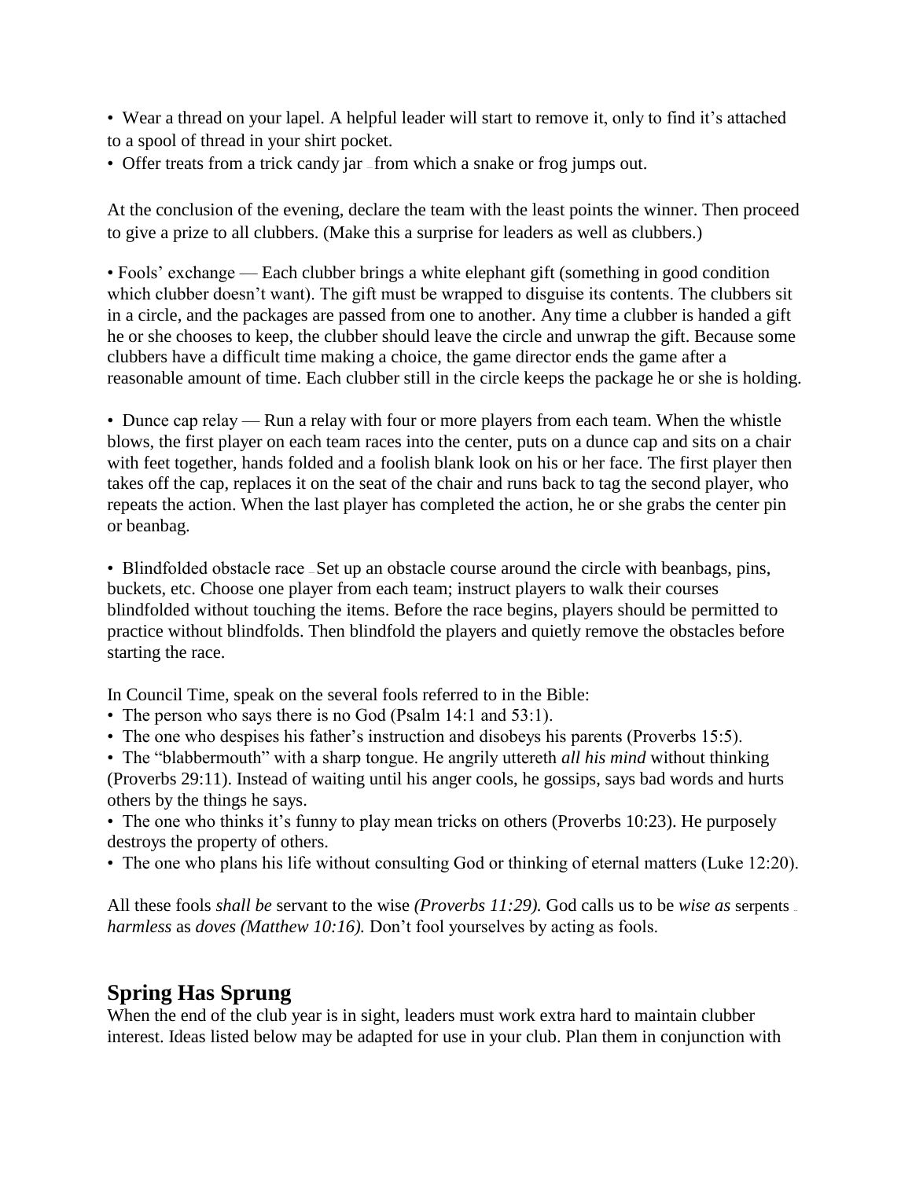• Wear a thread on your lapel. A helpful leader will start to remove it, only to find it's attached to a spool of thread in your shirt pocket.
• Offer treats from a trick candy jar – from which a snake or frog jumps out.

At the conclusion of the evening, declare the team with the least points the winner. Then proceed to give a prize to all clubbers. (Make this a surprise for leaders as well as clubbers.)

• Fools' exchange — Each clubber brings a white elephant gift (something in good condition which clubber doesn't want). The gift must be wrapped to disguise its contents. The clubbers sit in a circle, and the packages are passed from one to another. Any time a clubber is handed a gift he or she chooses to keep, the clubber should leave the circle and unwrap the gift. Because some clubbers have a difficult time making a choice, the game director ends the game after a reasonable amount of time. Each clubber still in the circle keeps the package he or she is holding.

• Dunce cap relay — Run a relay with four or more players from each team. When the whistle blows, the first player on each team races into the center, puts on a dunce cap and sits on a chair with feet together, hands folded and a foolish blank look on his or her face. The first player then takes off the cap, replaces it on the seat of the chair and runs back to tag the second player, who repeats the action. When the last player has completed the action, he or she grabs the center pin or beanbag.

• Blindfolded obstacle race – Set up an obstacle course around the circle with beanbags, pins, buckets, etc. Choose one player from each team; instruct players to walk their courses blindfolded without touching the items. Before the race begins, players should be permitted to practice without blindfolds. Then blindfold the players and quietly remove the obstacles before starting the race.

In Council Time, speak on the several fools referred to in the Bible:
• The person who says there is no God (Psalm 14:1 and 53:1).
• The one who despises his father's instruction and disobeys his parents (Proverbs 15:5).
• The "blabbermouth" with a sharp tongue. He angrily uttereth *all his mind* without thinking (Proverbs 29:11). Instead of waiting until his anger cools, he gossips, says bad words and hurts others by the things he says.
• The one who thinks it's funny to play mean tricks on others (Proverbs 10:23). He purposely destroys the property of others.
• The one who plans his life without consulting God or thinking of eternal matters (Luke 12:20).

All these fools *shall be* servant to the wise *(Proverbs 11:29).* God calls us to be *wise as* serpents – *harmless* as *doves (Matthew 10:16).* Don't fool yourselves by acting as fools.

## Spring Has Sprung

When the end of the club year is in sight, leaders must work extra hard to maintain clubber interest. Ideas listed below may be adapted for use in your club. Plan them in conjunction with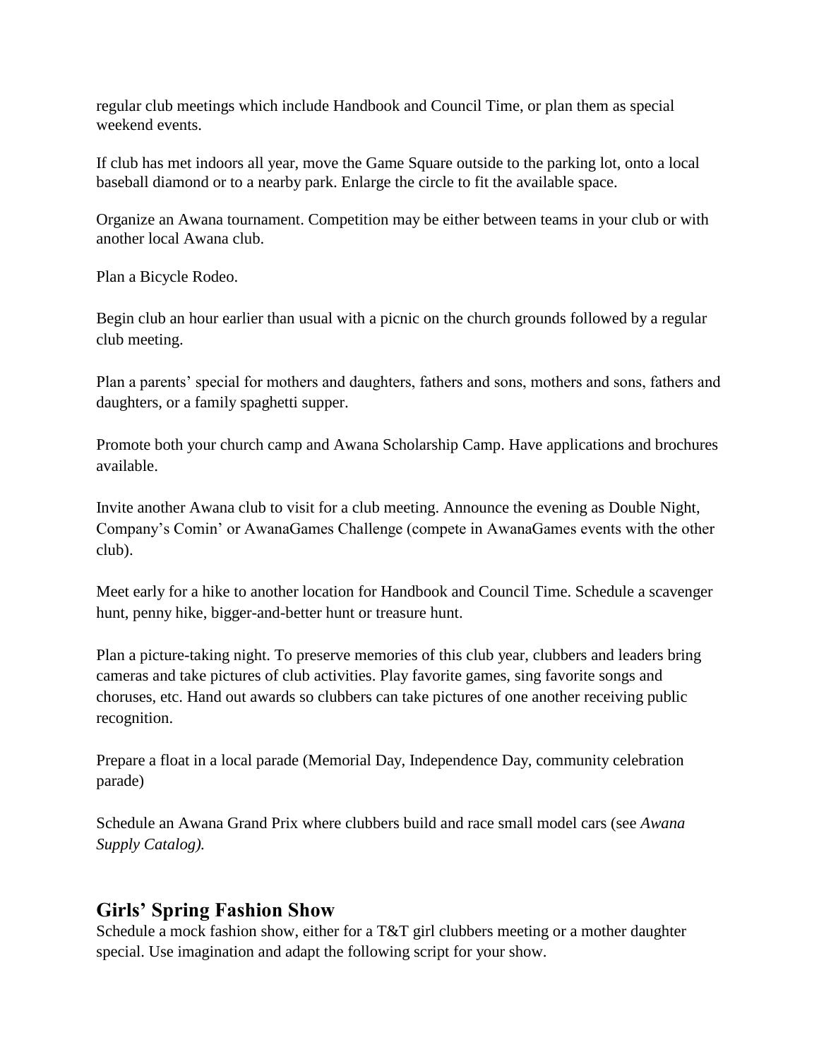regular club meetings which include Handbook and Council Time, or plan them as special weekend events.

If club has met indoors all year, move the Game Square outside to the parking lot, onto a local baseball diamond or to a nearby park. Enlarge the circle to fit the available space.

Organize an Awana tournament. Competition may be either between teams in your club or with another local Awana club.

Plan a Bicycle Rodeo.

Begin club an hour earlier than usual with a picnic on the church grounds followed by a regular club meeting.

Plan a parents' special for mothers and daughters, fathers and sons, mothers and sons, fathers and daughters, or a family spaghetti supper.

Promote both your church camp and Awana Scholarship Camp. Have applications and brochures available.

Invite another Awana club to visit for a club meeting. Announce the evening as Double Night, Company's Comin' or AwanaGames Challenge (compete in AwanaGames events with the other club).

Meet early for a hike to another location for Handbook and Council Time. Schedule a scavenger hunt, penny hike, bigger-and-better hunt or treasure hunt.

Plan a picture-taking night. To preserve memories of this club year, clubbers and leaders bring cameras and take pictures of club activities. Play favorite games, sing favorite songs and choruses, etc. Hand out awards so clubbers can take pictures of one another receiving public recognition.

Prepare a float in a local parade (Memorial Day, Independence Day, community celebration parade)

Schedule an Awana Grand Prix where clubbers build and race small model cars (see *Awana Supply Catalog).*

## Girls' Spring Fashion Show

Schedule a mock fashion show, either for a T&T girl clubbers meeting or a mother daughter special. Use imagination and adapt the following script for your show.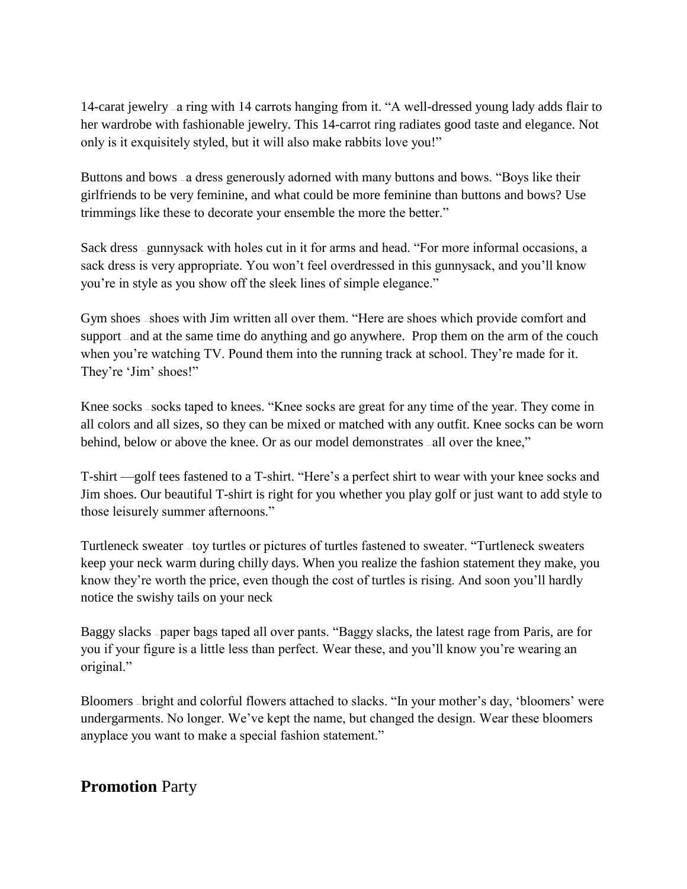14-carat jewelry – a ring with 14 carrots hanging from it. "A well-dressed young lady adds flair to her wardrobe with fashionable jewelry. This 14-carrot ring radiates good taste and elegance. Not only is it exquisitely styled, but it will also make rabbits love you!"

Buttons and bows – a dress generously adorned with many buttons and bows. "Boys like their girlfriends to be very feminine, and what could be more feminine than buttons and bows? Use trimmings like these to decorate your ensemble the more the better."

Sack dress – gunnysack with holes cut in it for arms and head. "For more informal occasions, a sack dress is very appropriate. You won't feel overdressed in this gunnysack, and you'll know you're in style as you show off the sleek lines of simple elegance."

Gym shoes – shoes with Jim written all over them. "Here are shoes which provide comfort and support – and at the same time do anything and go anywhere. Prop them on the arm of the couch when you're watching TV. Pound them into the running track at school. They're made for it. They're 'Jim' shoes!"

Knee socks – socks taped to knees. "Knee socks are great for any time of the year. They come in all colors and all sizes, so they can be mixed or matched with any outfit. Knee socks can be worn behind, below or above the knee. Or as our model demonstrates – all over the knee,"

T-shirt —golf tees fastened to a T-shirt. "Here's a perfect shirt to wear with your knee socks and Jim shoes. Our beautiful T-shirt is right for you whether you play golf or just want to add style to those leisurely summer afternoons."

Turtleneck sweater – toy turtles or pictures of turtles fastened to sweater. "Turtleneck sweaters keep your neck warm during chilly days. When you realize the fashion statement they make, you know they're worth the price, even though the cost of turtles is rising. And soon you'll hardly notice the swishy tails on your neck

Baggy slacks – paper bags taped all over pants. "Baggy slacks, the latest rage from Paris, are for you if your figure is a little less than perfect. Wear these, and you'll know you're wearing an original."

Bloomers – bright and colorful flowers attached to slacks. "In your mother's day, 'bloomers' were undergarments. No longer. We've kept the name, but changed the design. Wear these bloomers anyplace you want to make a special fashion statement."

## **Promotion** Party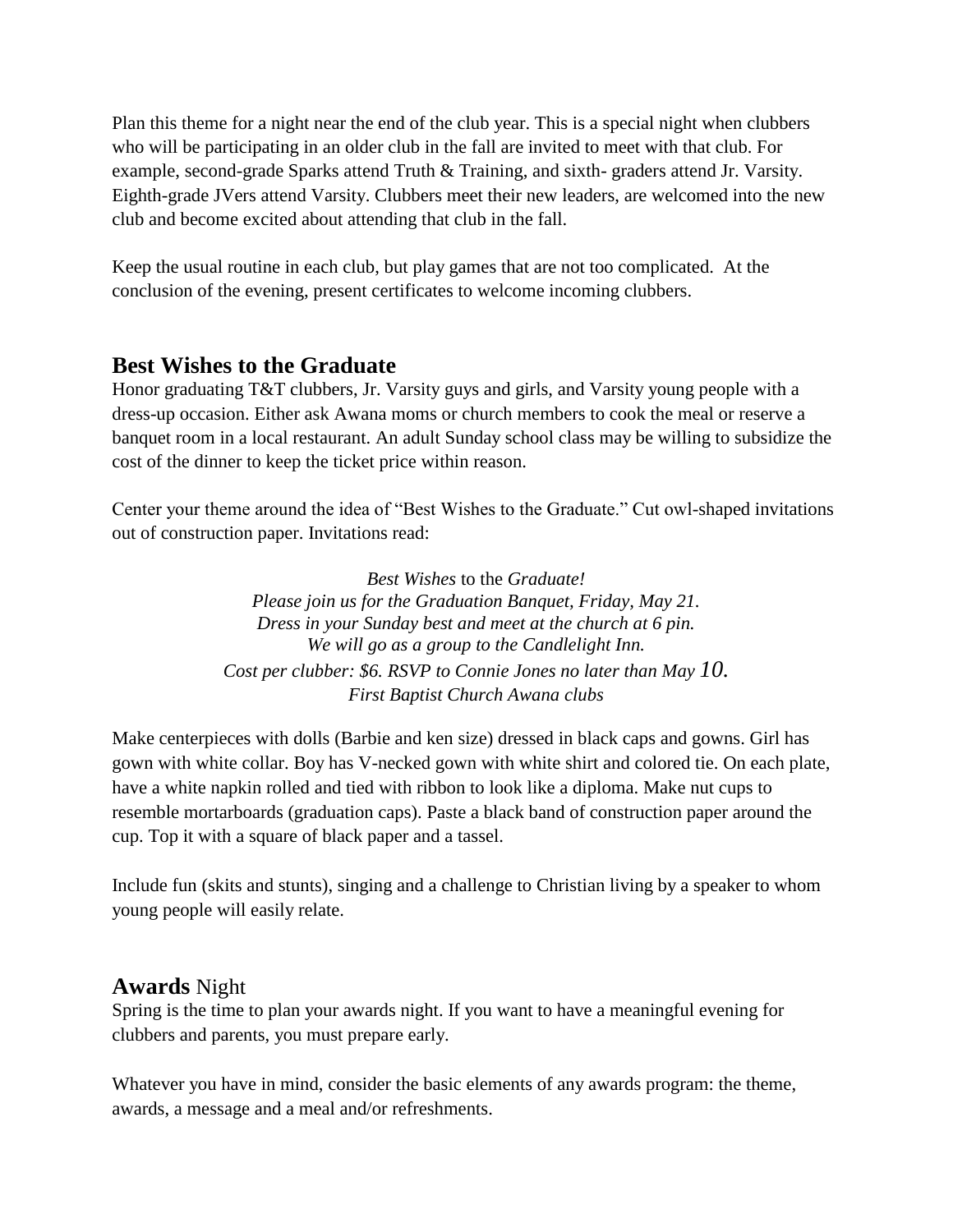Plan this theme for a night near the end of the club year. This is a special night when clubbers who will be participating in an older club in the fall are invited to meet with that club. For example, second-grade Sparks attend Truth & Training, and sixth- graders attend Jr. Varsity. Eighth-grade JVers attend Varsity. Clubbers meet their new leaders, are welcomed into the new club and become excited about attending that club in the fall.

Keep the usual routine in each club, but play games that are not too complicated. At the conclusion of the evening, present certificates to welcome incoming clubbers.

## Best Wishes to the Graduate

Honor graduating T&T clubbers, Jr. Varsity guys and girls, and Varsity young people with a dress-up occasion. Either ask Awana moms or church members to cook the meal or reserve a banquet room in a local restaurant. An adult Sunday school class may be willing to subsidize the cost of the dinner to keep the ticket price within reason.

Center your theme around the idea of "Best Wishes to the Graduate." Cut owl-shaped invitations out of construction paper. Invitations read:

*Best Wishes* to the *Graduate!*
*Please join us for the Graduation Banquet, Friday, May 21.*
*Dress in your Sunday best and meet at the church at 6 pin.*
*We will go as a group to the Candlelight Inn.*
*Cost per clubber: $6. RSVP to Connie Jones no later than May 10.*
*First Baptist Church Awana clubs*

Make centerpieces with dolls (Barbie and ken size) dressed in black caps and gowns. Girl has gown with white collar. Boy has V-necked gown with white shirt and colored tie. On each plate, have a white napkin rolled and tied with ribbon to look like a diploma. Make nut cups to resemble mortarboards (graduation caps). Paste a black band of construction paper around the cup. Top it with a square of black paper and a tassel.

Include fun (skits and stunts), singing and a challenge to Christian living by a speaker to whom young people will easily relate.

## **Awards** Night

Spring is the time to plan your awards night. If you want to have a meaningful evening for clubbers and parents, you must prepare early.

Whatever you have in mind, consider the basic elements of any awards program: the theme, awards, a message and a meal and/or refreshments.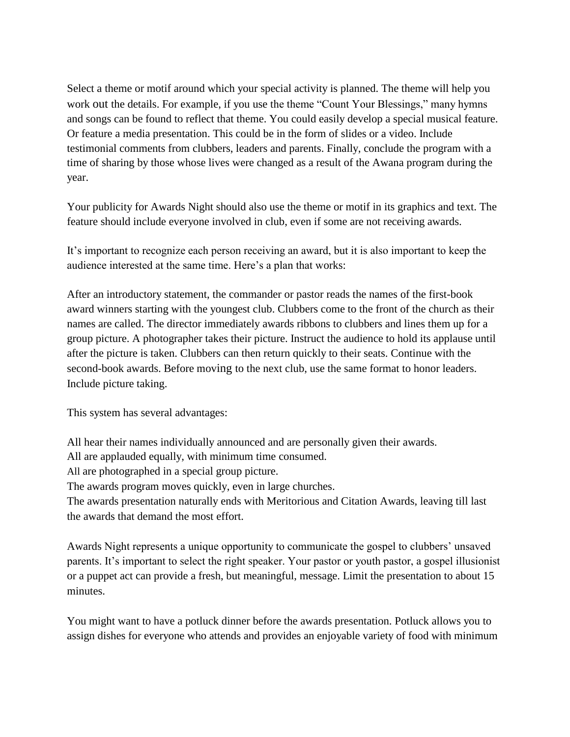Select a theme or motif around which your special activity is planned. The theme will help you work out the details. For example, if you use the theme "Count Your Blessings," many hymns and songs can be found to reflect that theme. You could easily develop a special musical feature. Or feature a media presentation. This could be in the form of slides or a video. Include testimonial comments from clubbers, leaders and parents. Finally, conclude the program with a time of sharing by those whose lives were changed as a result of the Awana program during the year.

Your publicity for Awards Night should also use the theme or motif in its graphics and text. The feature should include everyone involved in club, even if some are not receiving awards.

It's important to recognize each person receiving an award, but it is also important to keep the audience interested at the same time. Here's a plan that works:

After an introductory statement, the commander or pastor reads the names of the first-book award winners starting with the youngest club. Clubbers come to the front of the church as their names are called. The director immediately awards ribbons to clubbers and lines them up for a group picture. A photographer takes their picture. Instruct the audience to hold its applause until after the picture is taken. Clubbers can then return quickly to their seats. Continue with the second-book awards. Before moving to the next club, use the same format to honor leaders. Include picture taking.

This system has several advantages:

All hear their names individually announced and are personally given their awards.
All are applauded equally, with minimum time consumed.
All are photographed in a special group picture.
The awards program moves quickly, even in large churches.
The awards presentation naturally ends with Meritorious and Citation Awards, leaving till last the awards that demand the most effort.

Awards Night represents a unique opportunity to communicate the gospel to clubbers' unsaved parents. It's important to select the right speaker. Your pastor or youth pastor, a gospel illusionist or a puppet act can provide a fresh, but meaningful, message. Limit the presentation to about 15 minutes.

You might want to have a potluck dinner before the awards presentation. Potluck allows you to assign dishes for everyone who attends and provides an enjoyable variety of food with minimum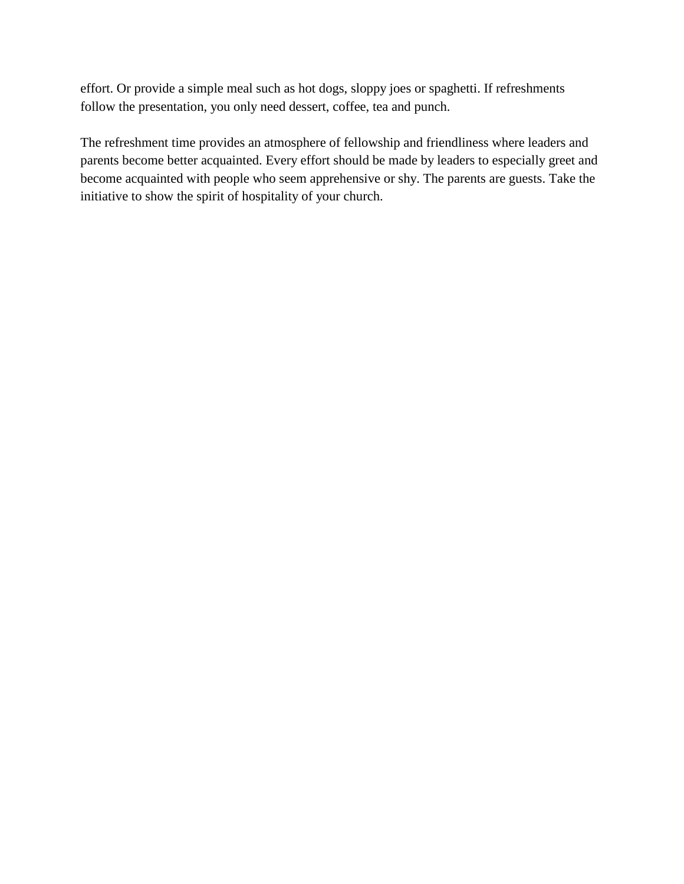effort. Or provide a simple meal such as hot dogs, sloppy joes or spaghetti. If refreshments follow the presentation, you only need dessert, coffee, tea and punch.

The refreshment time provides an atmosphere of fellowship and friendliness where leaders and parents become better acquainted. Every effort should be made by leaders to especially greet and become acquainted with people who seem apprehensive or shy. The parents are guests. Take the initiative to show the spirit of hospitality of your church.